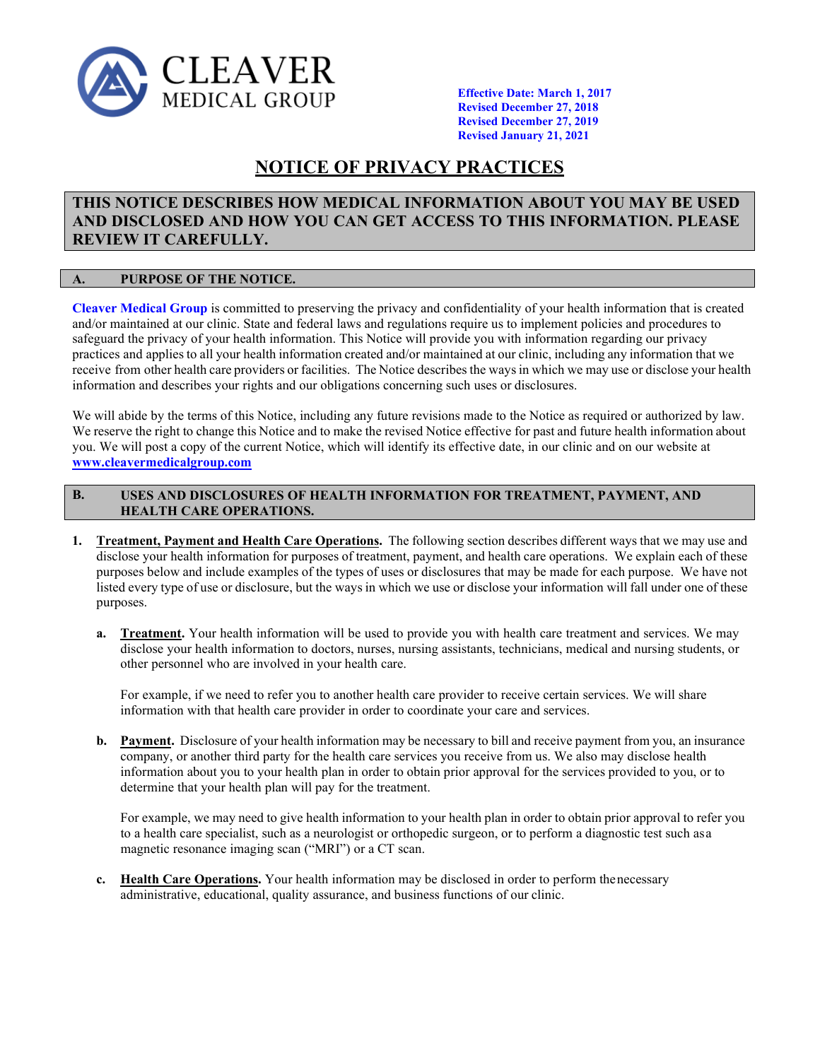CLEAVER
MEDICAL GROUP

**Effective Date: March 1, 2017**
**Revised December 27, 2018**
**Revised December 27, 2019**
**Revised January 21, 2021**

# NOTICE OF PRIVACY PRACTICES

**THIS NOTICE DESCRIBES HOW MEDICAL INFORMATION ABOUT YOU MAY BE USED AND DISCLOSED AND HOW YOU CAN GET ACCESS TO THIS INFORMATION. PLEASE REVIEW IT CAREFULLY.**

## A. PURPOSE OF THE NOTICE.

**Cleaver Medical Group** is committed to preserving the privacy and confidentiality of your health information that is created and/or maintained at our clinic. State and federal laws and regulations require us to implement policies and procedures to safeguard the privacy of your health information. This Notice will provide you with information regarding our privacy practices and applies to all your health information created and/or maintained at our clinic, including any information that we receive from other health care providers or facilities. The Notice describes the ways in which we may use or disclose your health information and describes your rights and our obligations concerning such uses or disclosures.

We will abide by the terms of this Notice, including any future revisions made to the Notice as required or authorized by law. We reserve the right to change this Notice and to make the revised Notice effective for past and future health information about you. We will post a copy of the current Notice, which will identify its effective date, in our clinic and on our website at **www.cleavermedicalgroup.com**

## B. USES AND DISCLOSURES OF HEALTH INFORMATION FOR TREATMENT, PAYMENT, AND HEALTH CARE OPERATIONS.

1. **Treatment, Payment and Health Care Operations.** The following section describes different ways that we may use and disclose your health information for purposes of treatment, payment, and health care operations. We explain each of these purposes below and include examples of the types of uses or disclosures that may be made for each purpose. We have not listed every type of use or disclosure, but the ways in which we use or disclose your information will fall under one of these purposes.

   a. **Treatment.** Your health information will be used to provide you with health care treatment and services. We may disclose your health information to doctors, nurses, nursing assistants, technicians, medical and nursing students, or other personnel who are involved in your health care.

      For example, if we need to refer you to another health care provider to receive certain services. We will share information with that health care provider in order to coordinate your care and services.

   b. **Payment.** Disclosure of your health information may be necessary to bill and receive payment from you, an insurance company, or another third party for the health care services you receive from us. We also may disclose health information about you to your health plan in order to obtain prior approval for the services provided to you, or to determine that your health plan will pay for the treatment.

      For example, we may need to give health information to your health plan in order to obtain prior approval to refer you to a health care specialist, such as a neurologist or orthopedic surgeon, or to perform a diagnostic test such as a magnetic resonance imaging scan ("MRI") or a CT scan.

   c. **Health Care Operations.** Your health information may be disclosed in order to perform the necessary administrative, educational, quality assurance, and business functions of our clinic.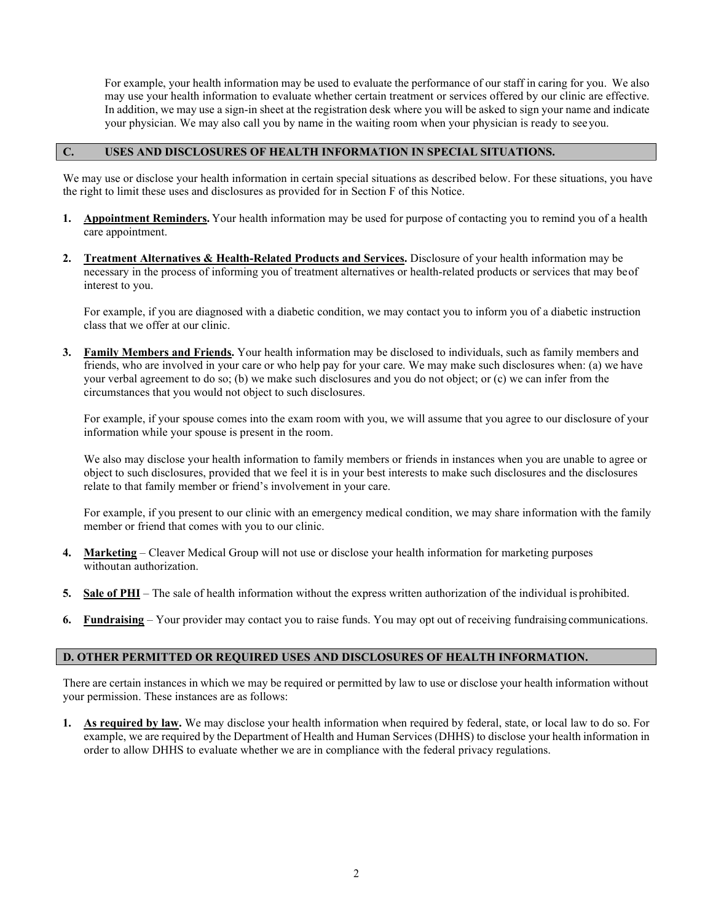For example, your health information may be used to evaluate the performance of our staff in caring for you. We also may use your health information to evaluate whether certain treatment or services offered by our clinic are effective. In addition, we may use a sign-in sheet at the registration desk where you will be asked to sign your name and indicate your physician. We may also call you by name in the waiting room when your physician is ready to see you.

## C. USES AND DISCLOSURES OF HEALTH INFORMATION IN SPECIAL SITUATIONS.

We may use or disclose your health information in certain special situations as described below. For these situations, you have the right to limit these uses and disclosures as provided for in Section F of this Notice.

1. **Appointment Reminders.** Your health information may be used for purpose of contacting you to remind you of a health care appointment.

2. **Treatment Alternatives & Health-Related Products and Services.** Disclosure of your health information may be necessary in the process of informing you of treatment alternatives or health-related products or services that may be of interest to you.

   For example, if you are diagnosed with a diabetic condition, we may contact you to inform you of a diabetic instruction class that we offer at our clinic.

3. **Family Members and Friends.** Your health information may be disclosed to individuals, such as family members and friends, who are involved in your care or who help pay for your care. We may make such disclosures when: (a) we have your verbal agreement to do so; (b) we make such disclosures and you do not object; or (c) we can infer from the circumstances that you would not object to such disclosures.

   For example, if your spouse comes into the exam room with you, we will assume that you agree to our disclosure of your information while your spouse is present in the room.

   We also may disclose your health information to family members or friends in instances when you are unable to agree or object to such disclosures, provided that we feel it is in your best interests to make such disclosures and the disclosures relate to that family member or friend's involvement in your care.

   For example, if you present to our clinic with an emergency medical condition, we may share information with the family member or friend that comes with you to our clinic.

4. **Marketing** – Cleaver Medical Group will not use or disclose your health information for marketing purposes without an authorization.

5. **Sale of PHI** – The sale of health information without the express written authorization of the individual is prohibited.

6. **Fundraising** – Your provider may contact you to raise funds. You may opt out of receiving fundraising communications.

## D. OTHER PERMITTED OR REQUIRED USES AND DISCLOSURES OF HEALTH INFORMATION.

There are certain instances in which we may be required or permitted by law to use or disclose your health information without your permission. These instances are as follows:

1. **As required by law.** We may disclose your health information when required by federal, state, or local law to do so. For example, we are required by the Department of Health and Human Services (DHHS) to disclose your health information in order to allow DHHS to evaluate whether we are in compliance with the federal privacy regulations.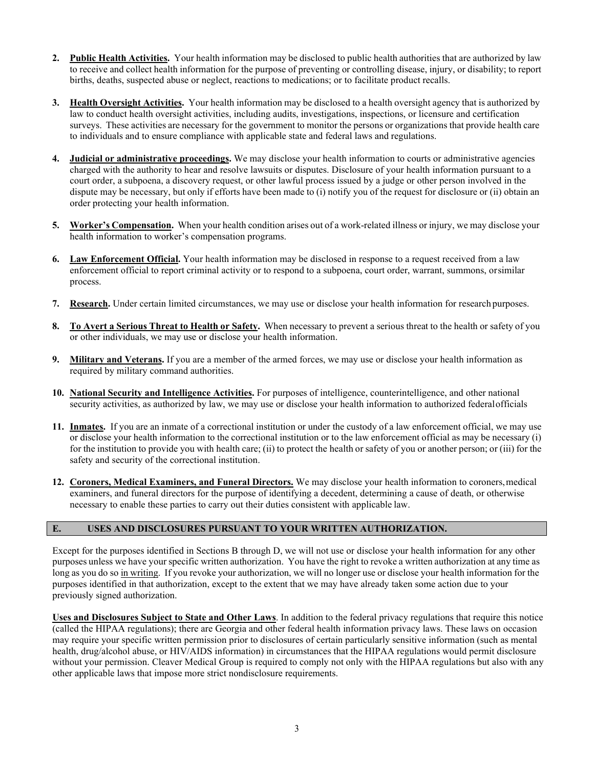2. **Public Health Activities.** Your health information may be disclosed to public health authorities that are authorized by law to receive and collect health information for the purpose of preventing or controlling disease, injury, or disability; to report births, deaths, suspected abuse or neglect, reactions to medications; or to facilitate product recalls.

3. **Health Oversight Activities.** Your health information may be disclosed to a health oversight agency that is authorized by law to conduct health oversight activities, including audits, investigations, inspections, or licensure and certification surveys. These activities are necessary for the government to monitor the persons or organizations that provide health care to individuals and to ensure compliance with applicable state and federal laws and regulations.

4. **Judicial or administrative proceedings.** We may disclose your health information to courts or administrative agencies charged with the authority to hear and resolve lawsuits or disputes. Disclosure of your health information pursuant to a court order, a subpoena, a discovery request, or other lawful process issued by a judge or other person involved in the dispute may be necessary, but only if efforts have been made to (i) notify you of the request for disclosure or (ii) obtain an order protecting your health information.

5. **Worker's Compensation.** When your health condition arises out of a work-related illness or injury, we may disclose your health information to worker's compensation programs.

6. **Law Enforcement Official.** Your health information may be disclosed in response to a request received from a law enforcement official to report criminal activity or to respond to a subpoena, court order, warrant, summons, or similar process.

7. **Research.** Under certain limited circumstances, we may use or disclose your health information for research purposes.

8. **To Avert a Serious Threat to Health or Safety.** When necessary to prevent a serious threat to the health or safety of you or other individuals, we may use or disclose your health information.

9. **Military and Veterans.** If you are a member of the armed forces, we may use or disclose your health information as required by military command authorities.

10. **National Security and Intelligence Activities.** For purposes of intelligence, counterintelligence, and other national security activities, as authorized by law, we may use or disclose your health information to authorized federal officials

11. **Inmates.** If you are an inmate of a correctional institution or under the custody of a law enforcement official, we may use or disclose your health information to the correctional institution or to the law enforcement official as may be necessary (i) for the institution to provide you with health care; (ii) to protect the health or safety of you or another person; or (iii) for the safety and security of the correctional institution.

12. **Coroners, Medical Examiners, and Funeral Directors.** We may disclose your health information to coroners, medical examiners, and funeral directors for the purpose of identifying a decedent, determining a cause of death, or otherwise necessary to enable these parties to carry out their duties consistent with applicable law.

## E. USES AND DISCLOSURES PURSUANT TO YOUR WRITTEN AUTHORIZATION.

Except for the purposes identified in Sections B through D, we will not use or disclose your health information for any other purposes unless we have your specific written authorization. You have the right to revoke a written authorization at any time as long as you do so in writing. If you revoke your authorization, we will no longer use or disclose your health information for the purposes identified in that authorization, except to the extent that we may have already taken some action due to your previously signed authorization.

**Uses and Disclosures Subject to State and Other Laws**. In addition to the federal privacy regulations that require this notice (called the HIPAA regulations); there are Georgia and other federal health information privacy laws. These laws on occasion may require your specific written permission prior to disclosures of certain particularly sensitive information (such as mental health, drug/alcohol abuse, or HIV/AIDS information) in circumstances that the HIPAA regulations would permit disclosure without your permission. Cleaver Medical Group is required to comply not only with the HIPAA regulations but also with any other applicable laws that impose more strict nondisclosure requirements.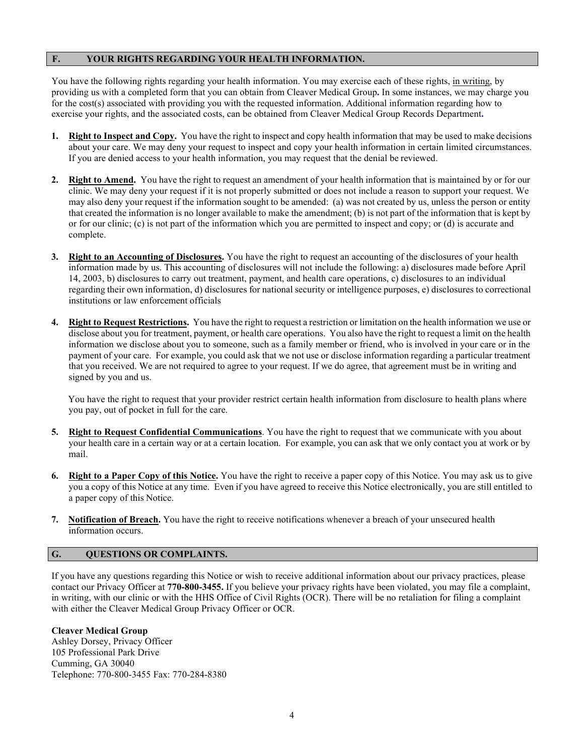## F. YOUR RIGHTS REGARDING YOUR HEALTH INFORMATION.

You have the following rights regarding your health information. You may exercise each of these rights, in writing, by providing us with a completed form that you can obtain from Cleaver Medical Group. In some instances, we may charge you for the cost(s) associated with providing you with the requested information. Additional information regarding how to exercise your rights, and the associated costs, can be obtained from Cleaver Medical Group Records Department.

1. **Right to Inspect and Copy.** You have the right to inspect and copy health information that may be used to make decisions about your care. We may deny your request to inspect and copy your health information in certain limited circumstances. If you are denied access to your health information, you may request that the denial be reviewed.

2. **Right to Amend.** You have the right to request an amendment of your health information that is maintained by or for our clinic. We may deny your request if it is not properly submitted or does not include a reason to support your request. We may also deny your request if the information sought to be amended: (a) was not created by us, unless the person or entity that created the information is no longer available to make the amendment; (b) is not part of the information that is kept by or for our clinic; (c) is not part of the information which you are permitted to inspect and copy; or (d) is accurate and complete.

3. **Right to an Accounting of Disclosures.** You have the right to request an accounting of the disclosures of your health information made by us. This accounting of disclosures will not include the following: a) disclosures made before April 14, 2003, b) disclosures to carry out treatment, payment, and health care operations, c) disclosures to an individual regarding their own information, d) disclosures for national security or intelligence purposes, e) disclosures to correctional institutions or law enforcement officials

4. **Right to Request Restrictions.** You have the right to request a restriction or limitation on the health information we use or disclose about you for treatment, payment, or health care operations. You also have the right to request a limit on the health information we disclose about you to someone, such as a family member or friend, who is involved in your care or in the payment of your care. For example, you could ask that we not use or disclose information regarding a particular treatment that you received. We are not required to agree to your request. If we do agree, that agreement must be in writing and signed by you and us.

   You have the right to request that your provider restrict certain health information from disclosure to health plans where you pay, out of pocket in full for the care.

5. **Right to Request Confidential Communications**. You have the right to request that we communicate with you about your health care in a certain way or at a certain location. For example, you can ask that we only contact you at work or by mail.

6. **Right to a Paper Copy of this Notice.** You have the right to receive a paper copy of this Notice. You may ask us to give you a copy of this Notice at any time. Even if you have agreed to receive this Notice electronically, you are still entitled to a paper copy of this Notice.

7. **Notification of Breach.** You have the right to receive notifications whenever a breach of your unsecured health information occurs.

## G. QUESTIONS OR COMPLAINTS.

If you have any questions regarding this Notice or wish to receive additional information about our privacy practices, please contact our Privacy Officer at **770-800-3455.** If you believe your privacy rights have been violated, you may file a complaint, in writing, with our clinic or with the HHS Office of Civil Rights (OCR). There will be no retaliation for filing a complaint with either the Cleaver Medical Group Privacy Officer or OCR.

**Cleaver Medical Group**
Ashley Dorsey, Privacy Officer
105 Professional Park Drive
Cumming, GA 30040
Telephone: 770-800-3455 Fax: 770-284-8380